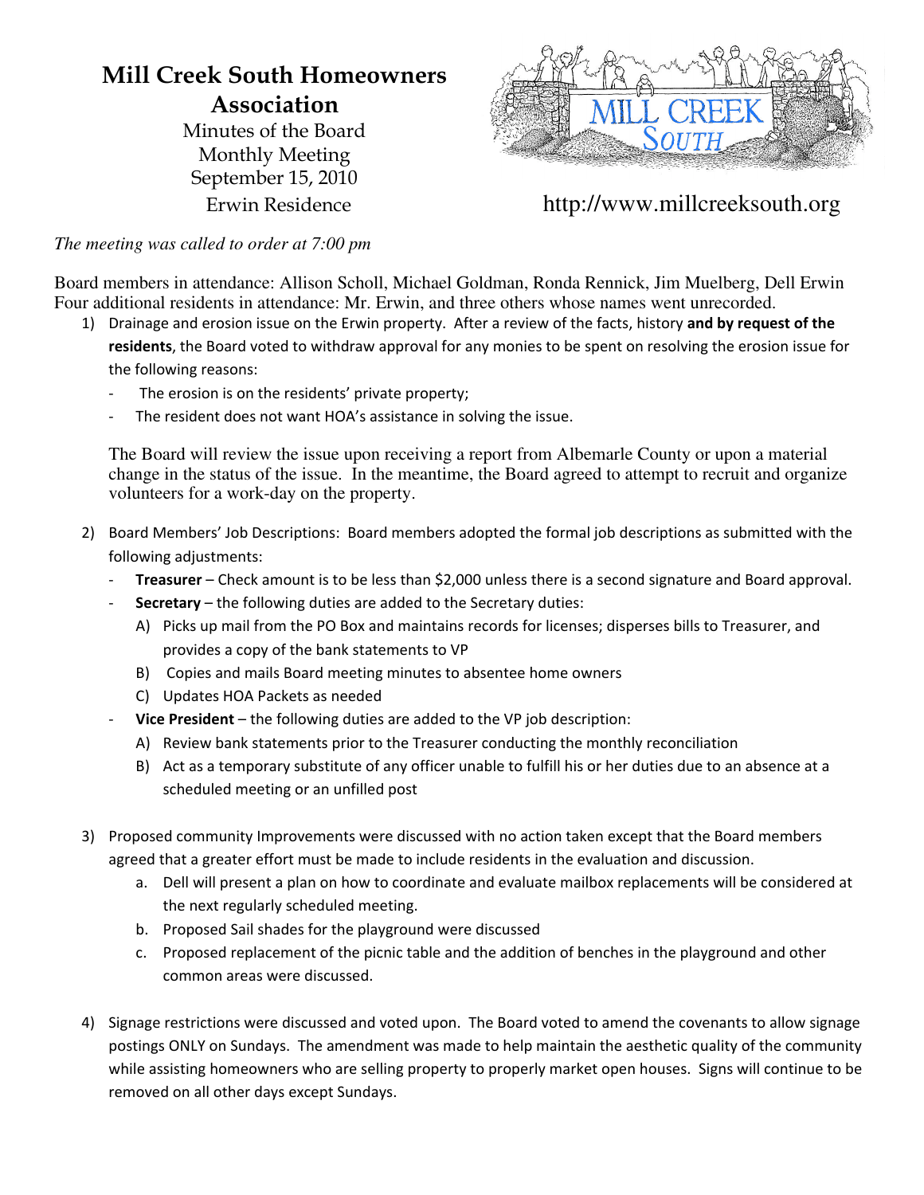# Mill Creek South Homeowners Association

Minutes of the Board Monthly Meeting
September 15, 2010
Erwin Residence

http://www.millcreeksouth.org

*The meeting was called to order at 7:00 pm*

Board members in attendance: Allison Scholl, Michael Goldman, Ronda Rennick, Jim Muelberg, Dell Erwin
Four additional residents in attendance: Mr. Erwin, and three others whose names went unrecorded.

1) Drainage and erosion issue on the Erwin property. After a review of the facts, history **and by request of the residents**, the Board voted to withdraw approval for any monies to be spent on resolving the erosion issue for the following reasons:
   - The erosion is on the residents' private property;
   - The resident does not want HOA's assistance in solving the issue.

   The Board will review the issue upon receiving a report from Albemarle County or upon a material change in the status of the issue. In the meantime, the Board agreed to attempt to recruit and organize volunteers for a work-day on the property.

2) Board Members' Job Descriptions: Board members adopted the formal job descriptions as submitted with the following adjustments:
   - **Treasurer** – Check amount is to be less than $2,000 unless there is a second signature and Board approval.
   - **Secretary** – the following duties are added to the Secretary duties:
     A) Picks up mail from the PO Box and maintains records for licenses; disperses bills to Treasurer, and provides a copy of the bank statements to VP
     B) Copies and mails Board meeting minutes to absentee home owners
     C) Updates HOA Packets as needed
   - **Vice President** – the following duties are added to the VP job description:
     A) Review bank statements prior to the Treasurer conducting the monthly reconciliation
     B) Act as a temporary substitute of any officer unable to fulfill his or her duties due to an absence at a scheduled meeting or an unfilled post

3) Proposed community Improvements were discussed with no action taken except that the Board members agreed that a greater effort must be made to include residents in the evaluation and discussion.
   a. Dell will present a plan on how to coordinate and evaluate mailbox replacements will be considered at the next regularly scheduled meeting.
   b. Proposed Sail shades for the playground were discussed
   c. Proposed replacement of the picnic table and the addition of benches in the playground and other common areas were discussed.

4) Signage restrictions were discussed and voted upon. The Board voted to amend the covenants to allow signage postings ONLY on Sundays. The amendment was made to help maintain the aesthetic quality of the community while assisting homeowners who are selling property to properly market open houses. Signs will continue to be removed on all other days except Sundays.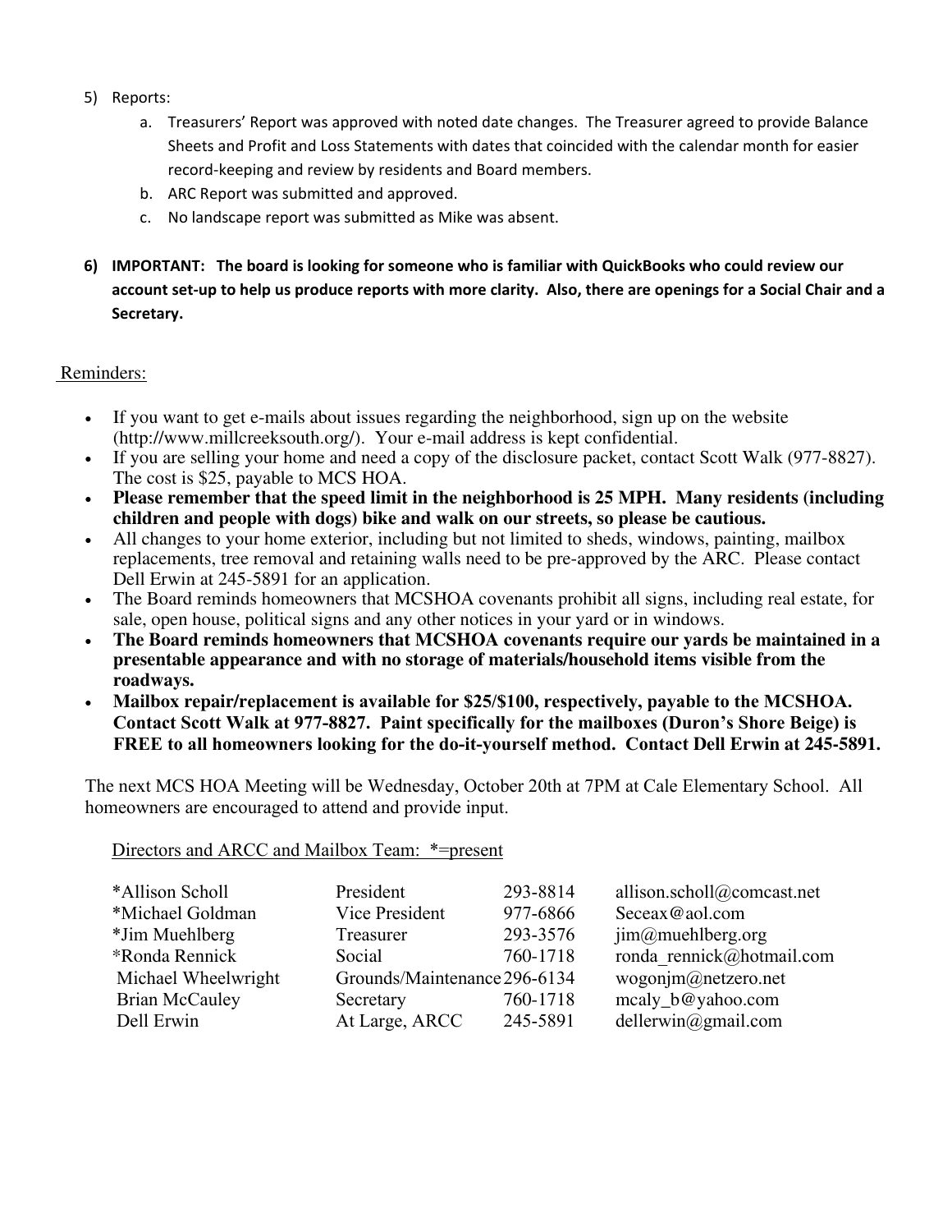5) Reports:
    a. Treasurers' Report was approved with noted date changes. The Treasurer agreed to provide Balance Sheets and Profit and Loss Statements with dates that coincided with the calendar month for easier record-keeping and review by residents and Board members.
    b. ARC Report was submitted and approved.
    c. No landscape report was submitted as Mike was absent.

6) **IMPORTANT: The board is looking for someone who is familiar with QuickBooks who could review our account set-up to help us produce reports with more clarity. Also, there are openings for a Social Chair and a Secretary.**

Reminders:

- If you want to get e-mails about issues regarding the neighborhood, sign up on the website (http://www.millcreeksouth.org/). Your e-mail address is kept confidential.
- If you are selling your home and need a copy of the disclosure packet, contact Scott Walk (977-8827). The cost is $25, payable to MCS HOA.
- **Please remember that the speed limit in the neighborhood is 25 MPH. Many residents (including children and people with dogs) bike and walk on our streets, so please be cautious.**
- All changes to your home exterior, including but not limited to sheds, windows, painting, mailbox replacements, tree removal and retaining walls need to be pre-approved by the ARC. Please contact Dell Erwin at 245-5891 for an application.
- The Board reminds homeowners that MCSHOA covenants prohibit all signs, including real estate, for sale, open house, political signs and any other notices in your yard or in windows.
- **The Board reminds homeowners that MCSHOA covenants require our yards be maintained in a presentable appearance and with no storage of materials/household items visible from the roadways.**
- **Mailbox repair/replacement is available for $25/$100, respectively, payable to the MCSHOA. Contact Scott Walk at 977-8827. Paint specifically for the mailboxes (Duron's Shore Beige) is FREE to all homeowners looking for the do-it-yourself method. Contact Dell Erwin at 245-5891.**

The next MCS HOA Meeting will be Wednesday, October 20th at 7PM at Cale Elementary School. All homeowners are encouraged to attend and provide input.

Directors and ARCC and Mailbox Team: *=present

| | | | |
|---|---|---|---|
| *Allison Scholl | President | 293-8814 | allison.scholl@comcast.net |
| *Michael Goldman | Vice President | 977-6866 | Seceax@aol.com |
| *Jim Muehlberg | Treasurer | 293-3576 | jim@muehlberg.org |
| *Ronda Rennick | Social | 760-1718 | ronda_rennick@hotmail.com |
| Michael Wheelwright | Grounds/Maintenance | 296-6134 | wogonjm@netzero.net |
| Brian McCauley | Secretary | 760-1718 | mcaly_b@yahoo.com |
| Dell Erwin | At Large, ARCC | 245-5891 | dellerwin@gmail.com |